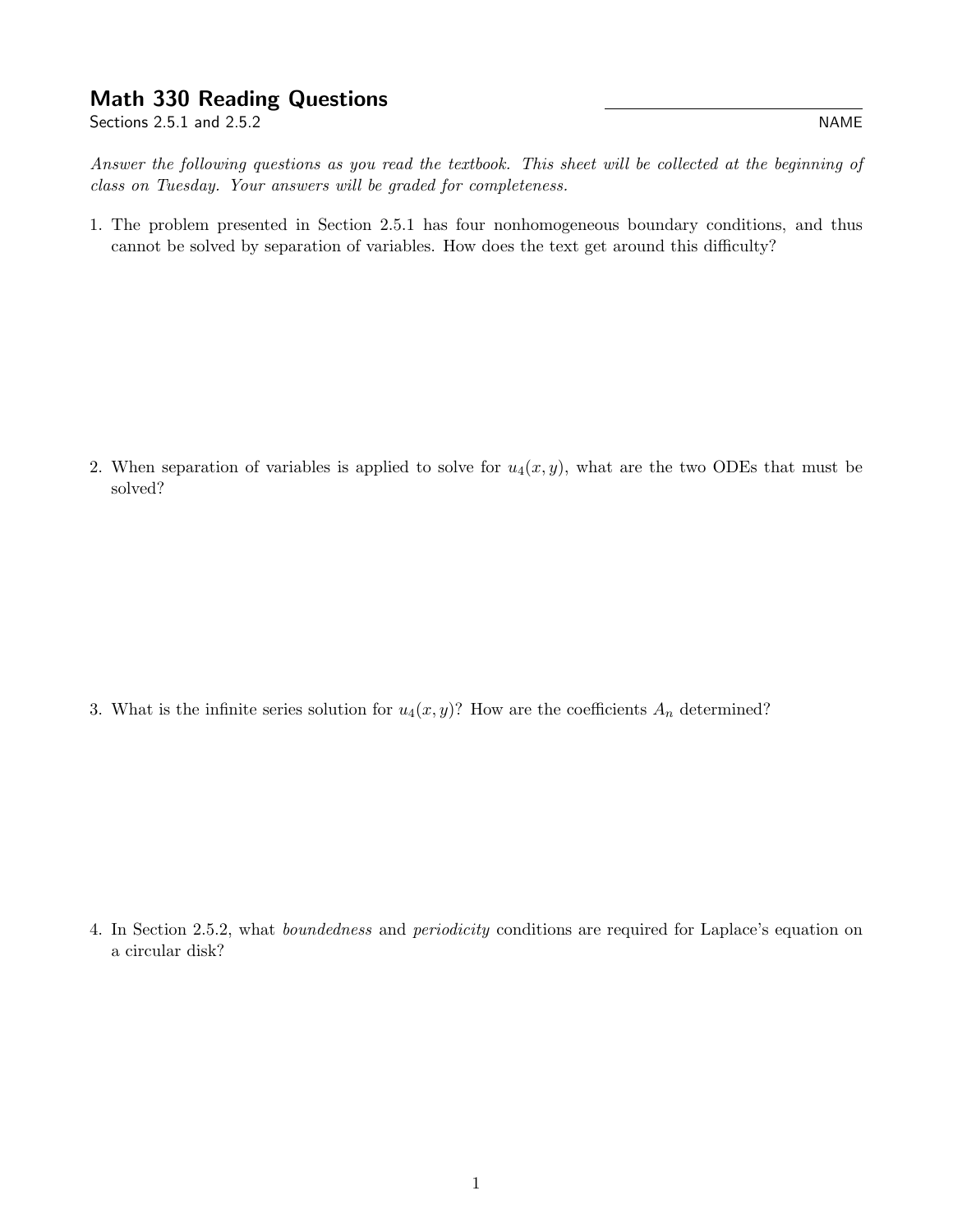# Math 330 Reading Questions

Sections 2.5.1 and 2.5.2

NAME

*Answer the following questions as you read the textbook. This sheet will be collected at the beginning of class on Tuesday. Your answers will be graded for completeness.*

1. The problem presented in Section 2.5.1 has four nonhomogeneous boundary conditions, and thus cannot be solved by separation of variables. How does the text get around this difficulty?

2. When separation of variables is applied to solve for $u_4(x, y)$, what are the two ODEs that must be solved?

3. What is the infinite series solution for $u_4(x, y)$? How are the coefficients $A_n$ determined?

4. In Section 2.5.2, what *boundedness* and *periodicity* conditions are required for Laplace's equation on a circular disk?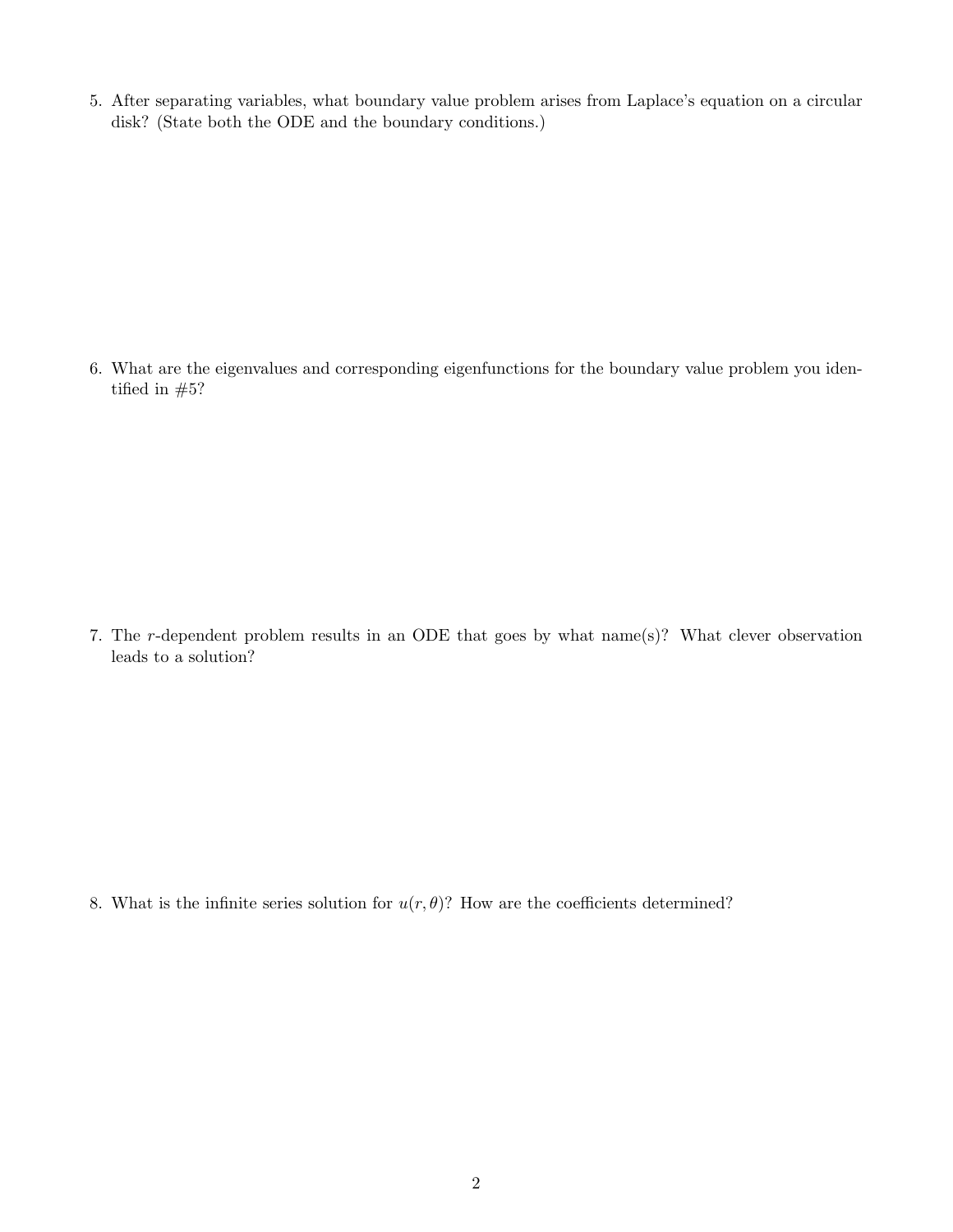5. After separating variables, what boundary value problem arises from Laplace's equation on a circular disk? (State both the ODE and the boundary conditions.)

6. What are the eigenvalues and corresponding eigenfunctions for the boundary value problem you identified in #5?

7. The $r$-dependent problem results in an ODE that goes by what name(s)? What clever observation leads to a solution?

8. What is the infinite series solution for $u(r, \theta)$? How are the coefficients determined?